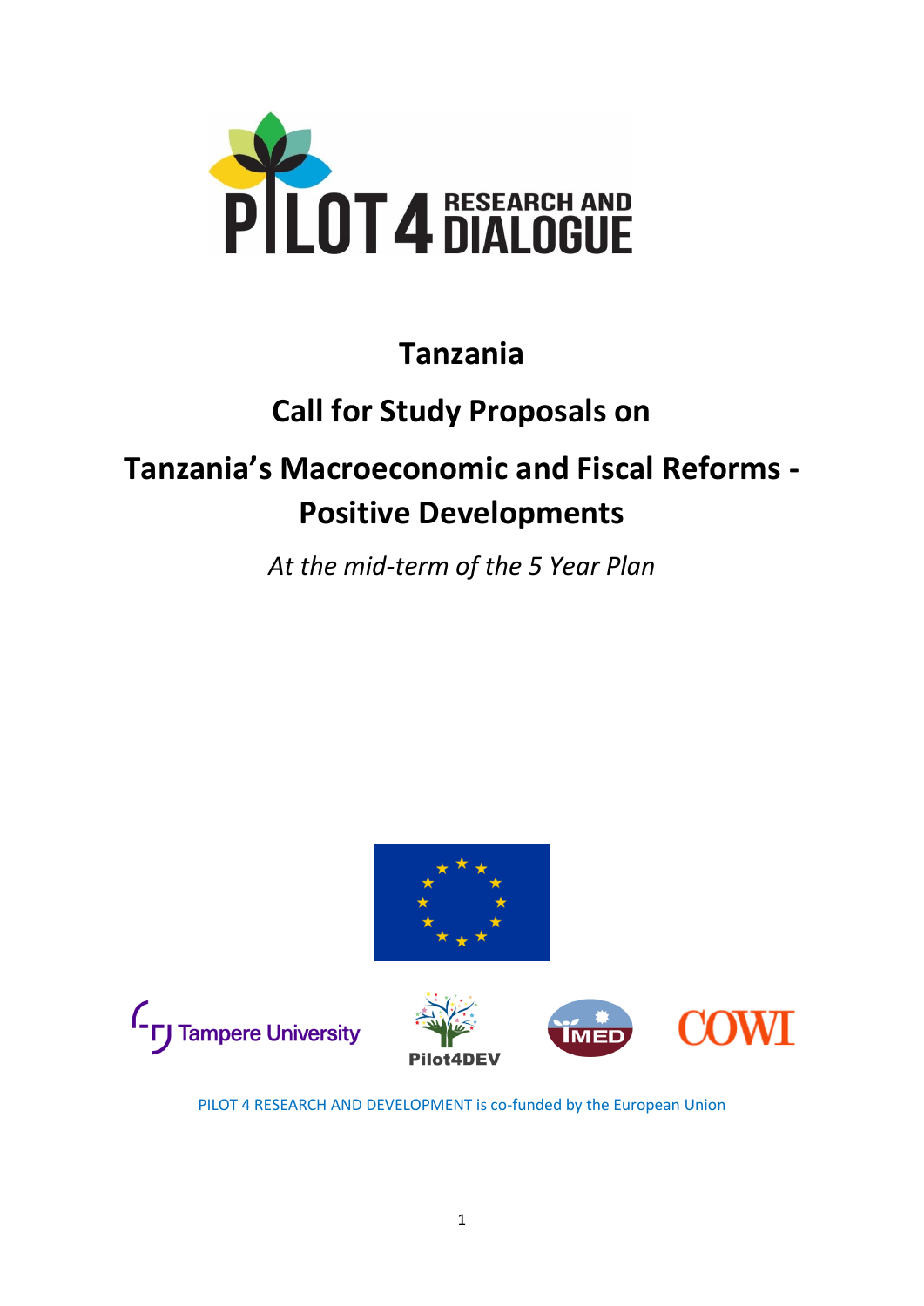PILOT 4 RESEARCH AND DIALOGUE

# Tanzania

# Call for Study Proposals on

# Tanzania's Macroeconomic and Fiscal Reforms - Positive Developments

*At the mid-term of the 5 Year Plan*

Tampere University

Pilot4DEV

IMED

COWI

PILOT 4 RESEARCH AND DEVELOPMENT is co-funded by the European Union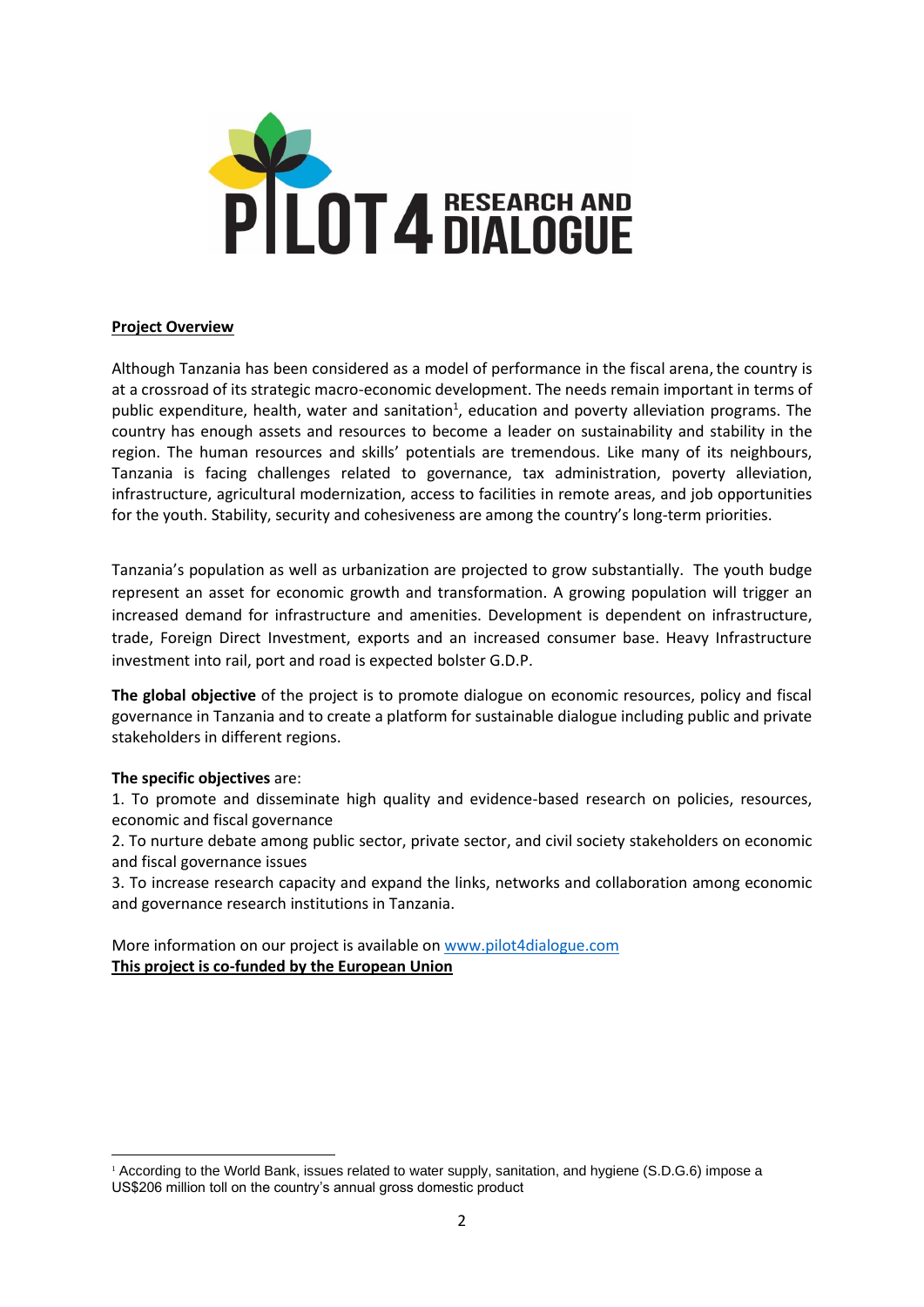**Project Overview**

Although Tanzania has been considered as a model of performance in the fiscal arena, the country is at a crossroad of its strategic macro-economic development. The needs remain important in terms of public expenditure, health, water and sanitation[1], education and poverty alleviation programs. The country has enough assets and resources to become a leader on sustainability and stability in the region. The human resources and skills' potentials are tremendous. Like many of its neighbours, Tanzania is facing challenges related to governance, tax administration, poverty alleviation, infrastructure, agricultural modernization, access to facilities in remote areas, and job opportunities for the youth. Stability, security and cohesiveness are among the country's long-term priorities.

Tanzania's population as well as urbanization are projected to grow substantially. The youth budge represent an asset for economic growth and transformation. A growing population will trigger an increased demand for infrastructure and amenities. Development is dependent on infrastructure, trade, Foreign Direct Investment, exports and an increased consumer base. Heavy Infrastructure investment into rail, port and road is expected bolster G.D.P.

**The global objective** of the project is to promote dialogue on economic resources, policy and fiscal governance in Tanzania and to create a platform for sustainable dialogue including public and private stakeholders in different regions.

**The specific objectives** are:

1. To promote and disseminate high quality and evidence-based research on policies, resources, economic and fiscal governance
2. To nurture debate among public sector, private sector, and civil society stakeholders on economic and fiscal governance issues
3. To increase research capacity and expand the links, networks and collaboration among economic and governance research institutions in Tanzania.

More information on our project is available on [www.pilot4dialogue.com](http://www.pilot4dialogue.com)
**This project is co-funded by the European Union**

[1] According to the World Bank, issues related to water supply, sanitation, and hygiene (S.D.G.6) impose a US$206 million toll on the country's annual gross domestic product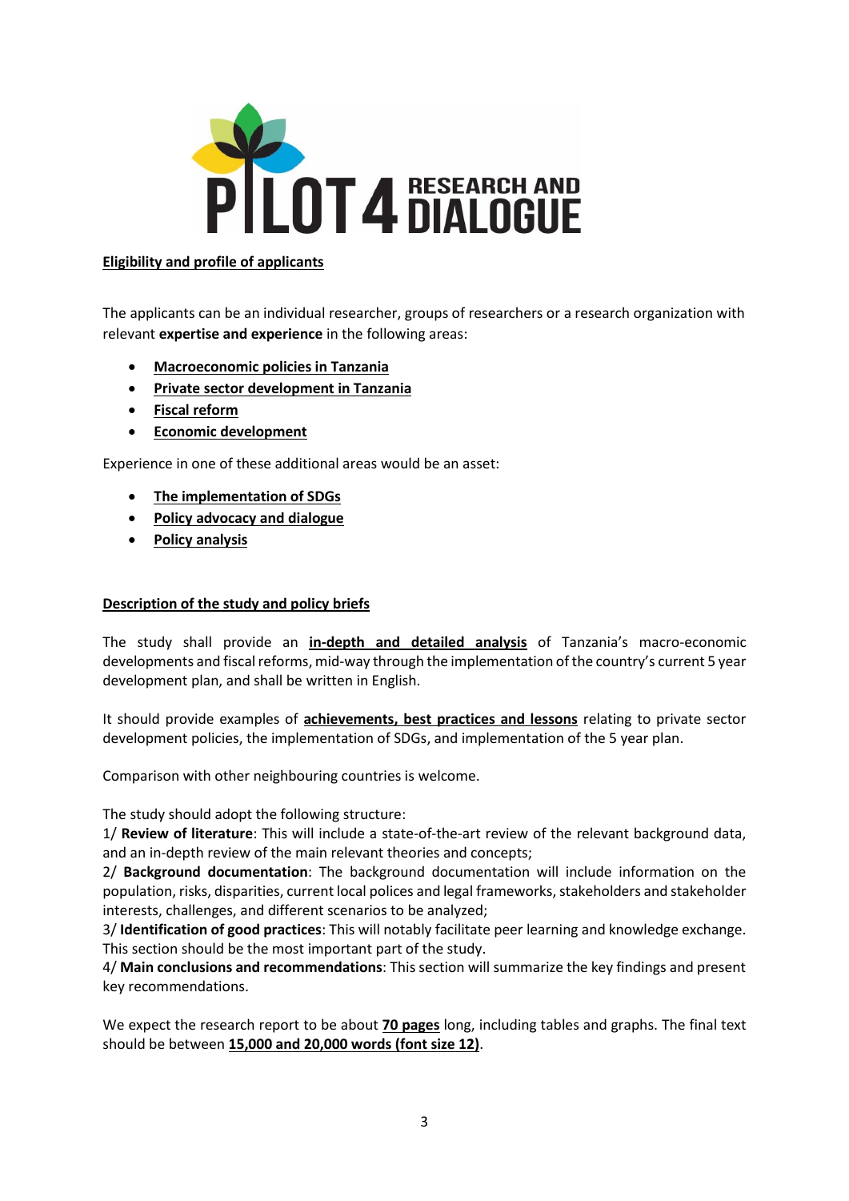**Eligibility and profile of applicants**

The applicants can be an individual researcher, groups of researchers or a research organization with relevant **expertise and experience** in the following areas:

- **Macroeconomic policies in Tanzania**
- **Private sector development in Tanzania**
- **Fiscal reform**
- **Economic development**

Experience in one of these additional areas would be an asset:

- **The implementation of SDGs**
- **Policy advocacy and dialogue**
- **Policy analysis**

**Description of the study and policy briefs**

The study shall provide an **in-depth and detailed analysis** of Tanzania's macro-economic developments and fiscal reforms, mid-way through the implementation of the country's current 5 year development plan, and shall be written in English.

It should provide examples of **achievements, best practices and lessons** relating to private sector development policies, the implementation of SDGs, and implementation of the 5 year plan.

Comparison with other neighbouring countries is welcome.

The study should adopt the following structure:
1/ **Review of literature**: This will include a state-of-the-art review of the relevant background data, and an in-depth review of the main relevant theories and concepts;
2/ **Background documentation**: The background documentation will include information on the population, risks, disparities, current local polices and legal frameworks, stakeholders and stakeholder interests, challenges, and different scenarios to be analyzed;
3/ **Identification of good practices**: This will notably facilitate peer learning and knowledge exchange. This section should be the most important part of the study.
4/ **Main conclusions and recommendations**: This section will summarize the key findings and present key recommendations.

We expect the research report to be about **70 pages** long, including tables and graphs. The final text should be between **15,000 and 20,000 words (font size 12)**.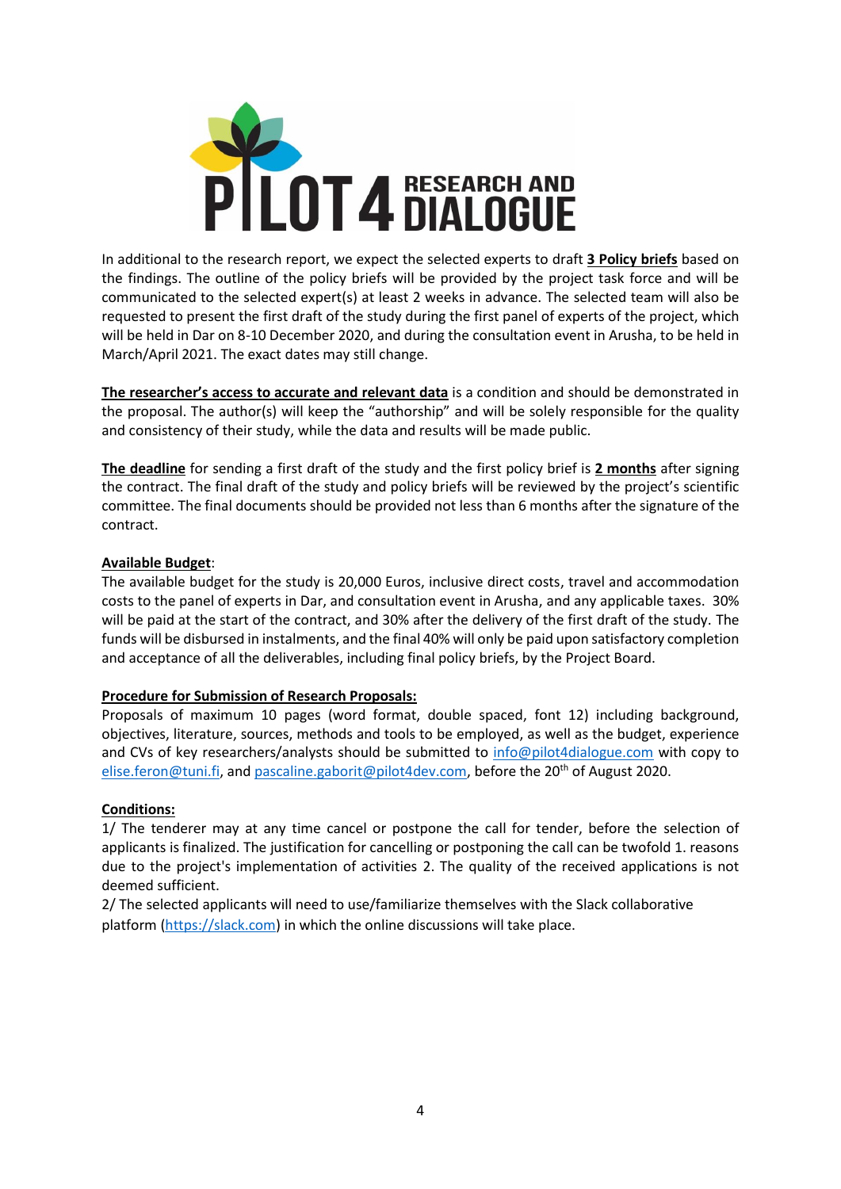In additional to the research report, we expect the selected experts to draft **3 Policy briefs** based on the findings. The outline of the policy briefs will be provided by the project task force and will be communicated to the selected expert(s) at least 2 weeks in advance. The selected team will also be requested to present the first draft of the study during the first panel of experts of the project, which will be held in Dar on 8-10 December 2020, and during the consultation event in Arusha, to be held in March/April 2021. The exact dates may still change.

**The researcher's access to accurate and relevant data** is a condition and should be demonstrated in the proposal. The author(s) will keep the "authorship" and will be solely responsible for the quality and consistency of their study, while the data and results will be made public.

**The deadline** for sending a first draft of the study and the first policy brief is **2 months** after signing the contract. The final draft of the study and policy briefs will be reviewed by the project's scientific committee. The final documents should be provided not less than 6 months after the signature of the contract.

**Available Budget**:

The available budget for the study is 20,000 Euros, inclusive direct costs, travel and accommodation costs to the panel of experts in Dar, and consultation event in Arusha, and any applicable taxes. 30% will be paid at the start of the contract, and 30% after the delivery of the first draft of the study. The funds will be disbursed in instalments, and the final 40% will only be paid upon satisfactory completion and acceptance of all the deliverables, including final policy briefs, by the Project Board.

**Procedure for Submission of Research Proposals:**

Proposals of maximum 10 pages (word format, double spaced, font 12) including background, objectives, literature, sources, methods and tools to be employed, as well as the budget, experience and CVs of key researchers/analysts should be submitted to info@pilot4dialogue.com with copy to elise.feron@tuni.fi, and pascaline.gaborit@pilot4dev.com, before the 20th of August 2020.

**Conditions:**

1/ The tenderer may at any time cancel or postpone the call for tender, before the selection of applicants is finalized. The justification for cancelling or postponing the call can be twofold 1. reasons due to the project's implementation of activities 2. The quality of the received applications is not deemed sufficient.

2/ The selected applicants will need to use/familiarize themselves with the Slack collaborative platform (https://slack.com) in which the online discussions will take place.